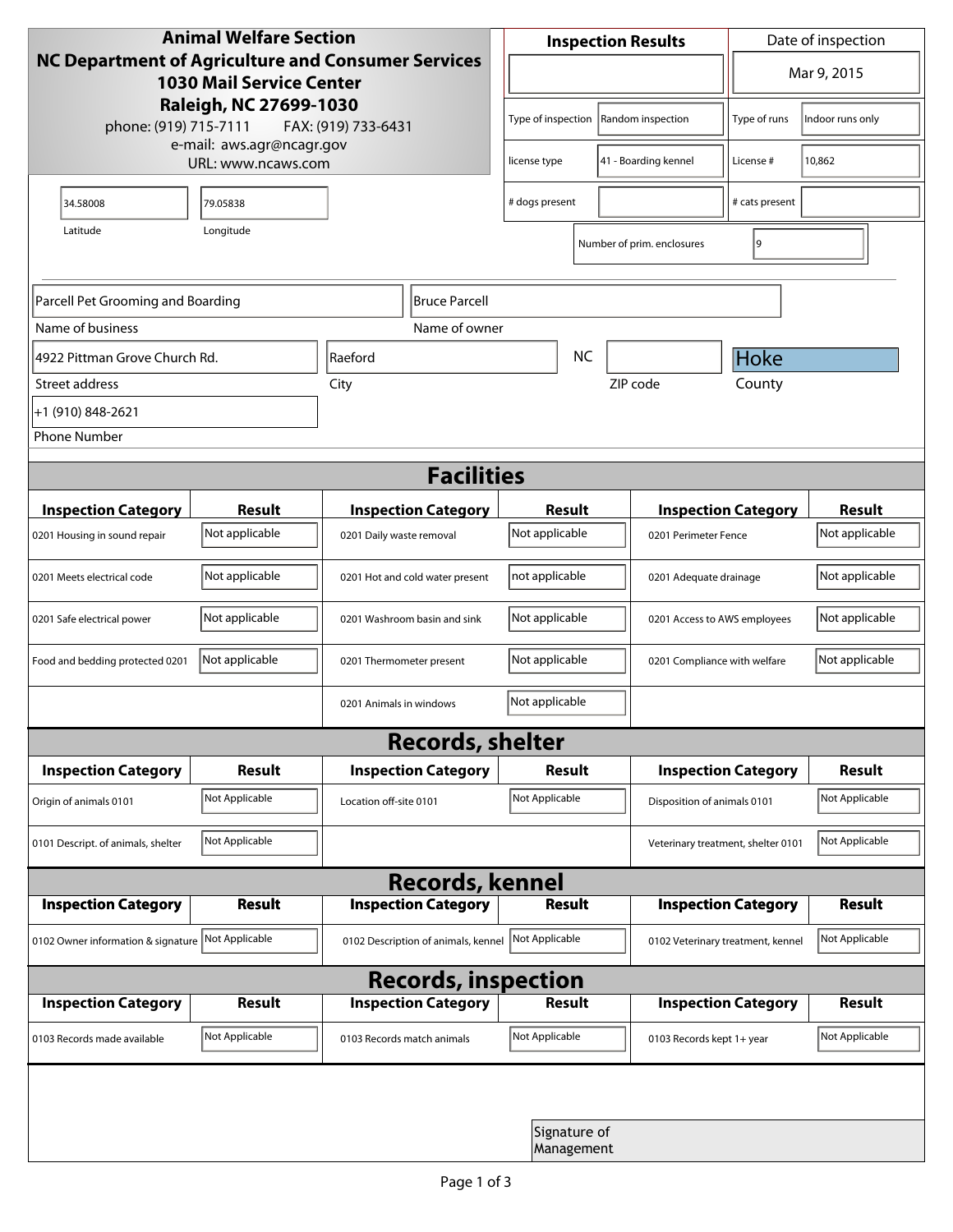**Animal Welfare Section**
**NC Department of Agriculture and Consumer Services**
**1030 Mail Service Center**
**Raleigh, NC 27699-1030**
phone: (919) 715-7111 FAX: (919) 733-6431
e-mail: aws.agr@ncagr.gov
URL: www.ncaws.com

| **Inspection Results** | | Date of inspection | Mar 9, 2015 |
|---|---|---|---|
| Type of inspection | Random inspection | Type of runs | Indoor runs only |
| license type | 41 - Boarding kennel | License # | 10,862 |
| # dogs present | | # cats present | |

Number of prim. enclosures: 9

| Latitude | Longitude |
|---|---|
| 34.58008 | 79.05838 |

| Name of business | Name of owner |
|---|---|
| Parcell Pet Grooming and Boarding | Bruce Parcell |

| Street address | City | State | ZIP code | County |
|---|---|---|---|---|
| 4922 Pittman Grove Church Rd. | Raeford | NC | | Hoke |

Phone Number: +1 (910) 848-2621

## Facilities

| Inspection Category | Result | Inspection Category | Result | Inspection Category | Result |
|---|---|---|---|---|---|
| 0201 Housing in sound repair | Not applicable | 0201 Daily waste removal | Not applicable | 0201 Perimeter Fence | Not applicable |
| 0201 Meets electrical code | Not applicable | 0201 Hot and cold water present | not applicable | 0201 Adequate drainage | Not applicable |
| 0201 Safe electrical power | Not applicable | 0201 Washroom basin and sink | Not applicable | 0201 Access to AWS employees | Not applicable |
| Food and bedding protected 0201 | Not applicable | 0201 Thermometer present | Not applicable | 0201 Compliance with welfare | Not applicable |
| | | 0201 Animals in windows | Not applicable | | |

## Records, shelter

| Inspection Category | Result | Inspection Category | Result | Inspection Category | Result |
|---|---|---|---|---|---|
| Origin of animals 0101 | Not Applicable | Location off-site 0101 | Not Applicable | Disposition of animals 0101 | Not Applicable |
| 0101 Descript. of animals, shelter | Not Applicable | | | Veterinary treatment, shelter 0101 | Not Applicable |

## Records, kennel

| Inspection Category | Result | Inspection Category | Result | Inspection Category | Result |
|---|---|---|---|---|---|
| 0102 Owner information & signature | Not Applicable | 0102 Description of animals, kennel | Not Applicable | 0102 Veterinary treatment, kennel | Not Applicable |

## Records, inspection

| Inspection Category | Result | Inspection Category | Result | Inspection Category | Result |
|---|---|---|---|---|---|
| 0103 Records made available | Not Applicable | 0103 Records match animals | Not Applicable | 0103 Records kept 1+ year | Not Applicable |

Signature of Management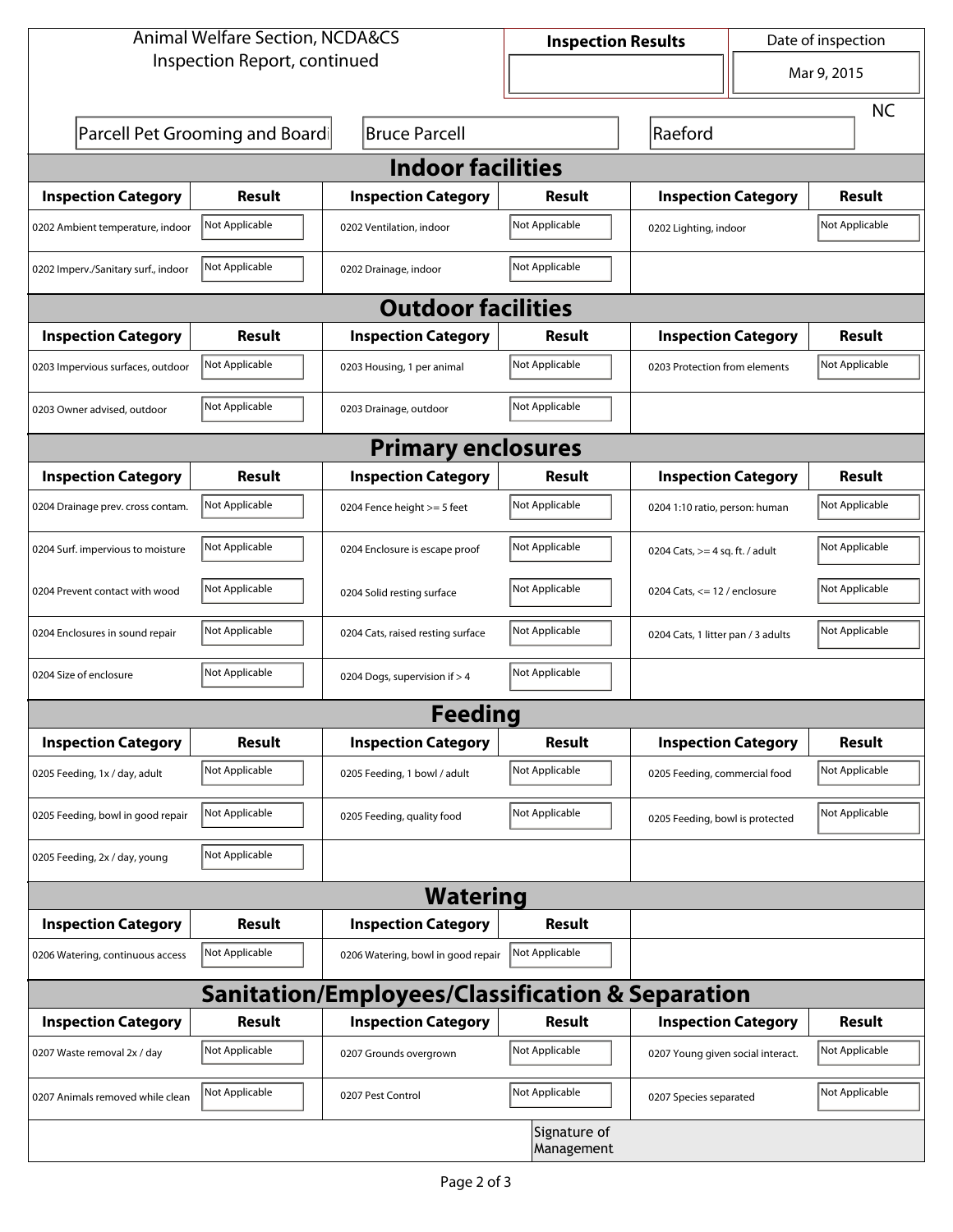Animal Welfare Section, NCDA&CS
Inspection Report, continued

| Inspection Results | Date of inspection |
| --- | --- |
| | Mar 9, 2015 |

| Parcell Pet Grooming and Boardi | Bruce Parcell | Raeford | NC |
| --- | --- | --- | --- |

## Indoor facilities

| Inspection Category | Result | Inspection Category | Result | Inspection Category | Result |
| --- | --- | --- | --- | --- | --- |
| 0202 Ambient temperature, indoor | Not Applicable | 0202 Ventilation, indoor | Not Applicable | 0202 Lighting, indoor | Not Applicable |
| 0202 Imperv./Sanitary surf., indoor | Not Applicable | 0202 Drainage, indoor | Not Applicable | | |

## Outdoor facilities

| Inspection Category | Result | Inspection Category | Result | Inspection Category | Result |
| --- | --- | --- | --- | --- | --- |
| 0203 Impervious surfaces, outdoor | Not Applicable | 0203 Housing, 1 per animal | Not Applicable | 0203 Protection from elements | Not Applicable |
| 0203 Owner advised, outdoor | Not Applicable | 0203 Drainage, outdoor | Not Applicable | | |

## Primary enclosures

| Inspection Category | Result | Inspection Category | Result | Inspection Category | Result |
| --- | --- | --- | --- | --- | --- |
| 0204 Drainage prev. cross contam. | Not Applicable | 0204 Fence height >= 5 feet | Not Applicable | 0204 1:10 ratio, person: human | Not Applicable |
| 0204 Surf. impervious to moisture | Not Applicable | 0204 Enclosure is escape proof | Not Applicable | 0204 Cats, >= 4 sq. ft. / adult | Not Applicable |
| 0204 Prevent contact with wood | Not Applicable | 0204 Solid resting surface | Not Applicable | 0204 Cats, <= 12 / enclosure | Not Applicable |
| 0204 Enclosures in sound repair | Not Applicable | 0204 Cats, raised resting surface | Not Applicable | 0204 Cats, 1 litter pan / 3 adults | Not Applicable |
| 0204 Size of enclosure | Not Applicable | 0204 Dogs, supervision if > 4 | Not Applicable | | |

## Feeding

| Inspection Category | Result | Inspection Category | Result | Inspection Category | Result |
| --- | --- | --- | --- | --- | --- |
| 0205 Feeding, 1x / day, adult | Not Applicable | 0205 Feeding, 1 bowl / adult | Not Applicable | 0205 Feeding, commercial food | Not Applicable |
| 0205 Feeding, bowl in good repair | Not Applicable | 0205 Feeding, quality food | Not Applicable | 0205 Feeding, bowl is protected | Not Applicable |
| 0205 Feeding, 2x / day, young | Not Applicable | | | | |

## Watering

| Inspection Category | Result | Inspection Category | Result |
| --- | --- | --- | --- |
| 0206 Watering, continuous access | Not Applicable | 0206 Watering, bowl in good repair | Not Applicable |

## Sanitation/Employees/Classification & Separation

| Inspection Category | Result | Inspection Category | Result | Inspection Category | Result |
| --- | --- | --- | --- | --- | --- |
| 0207 Waste removal 2x / day | Not Applicable | 0207 Grounds overgrown | Not Applicable | 0207 Young given social interact. | Not Applicable |
| 0207 Animals removed while clean | Not Applicable | 0207 Pest Control | Not Applicable | 0207 Species separated | Not Applicable |

Signature of Management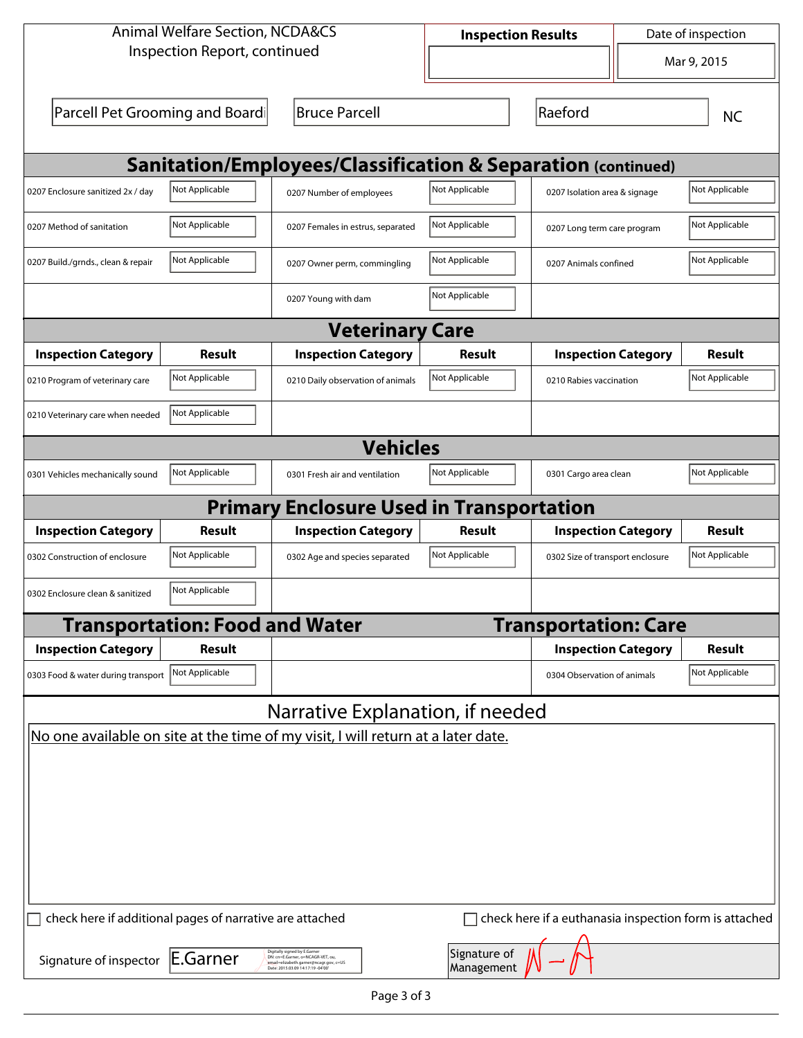Animal Welfare Section, NCDA&CS
Inspection Report, continued

| Inspection Results | Date of inspection |
|---|---|
| | Mar 9, 2015 |

Parcell Pet Grooming and Boardi | Bruce Parcell | Raeford | NC

## Sanitation/Employees/Classification & Separation (continued)

| | | | | | |
|---|---|---|---|---|---|
| 0207 Enclosure sanitized 2x / day | Not Applicable | 0207 Number of employees | Not Applicable | 0207 Isolation area & signage | Not Applicable |
| 0207 Method of sanitation | Not Applicable | 0207 Females in estrus, separated | Not Applicable | 0207 Long term care program | Not Applicable |
| 0207 Build./grnds., clean & repair | Not Applicable | 0207 Owner perm, commingling | Not Applicable | 0207 Animals confined | Not Applicable |
| | | 0207 Young with dam | Not Applicable | | |

## Veterinary Care

| Inspection Category | Result | Inspection Category | Result | Inspection Category | Result |
|---|---|---|---|---|---|
| 0210 Program of veterinary care | Not Applicable | 0210 Daily observation of animals | Not Applicable | 0210 Rabies vaccination | Not Applicable |
| 0210 Veterinary care when needed | Not Applicable | | | | |

## Vehicles

| | | | | | |
|---|---|---|---|---|---|
| 0301 Vehicles mechanically sound | Not Applicable | 0301 Fresh air and ventilation | Not Applicable | 0301 Cargo area clean | Not Applicable |

## Primary Enclosure Used in Transportation

| Inspection Category | Result | Inspection Category | Result | Inspection Category | Result |
|---|---|---|---|---|---|
| 0302 Construction of enclosure | Not Applicable | 0302 Age and species separated | Not Applicable | 0302 Size of transport enclosure | Not Applicable |
| 0302 Enclosure clean & sanitized | Not Applicable | | | | |

## Transportation: Food and Water / Transportation: Care

| Inspection Category | Result | | Inspection Category | Result |
|---|---|---|---|---|
| 0303 Food & water during transport | Not Applicable | | 0304 Observation of animals | Not Applicable |

## Narrative Explanation, if needed

No one available on site at the time of my visit, I will return at a later date.

☐ check here if additional pages of narrative are attached

☐ check here if a euthanasia inspection form is attached

Signature of inspector: E.Garner (Digitally signed by E.Garner, DN: cn=E.Garner, o=NCAGR-VET, ou, email=elizabeth.garner@ncagr.gov, c=US, Date: 2015.03.09 14:17:19 -04'00')

Signature of Management: N - A